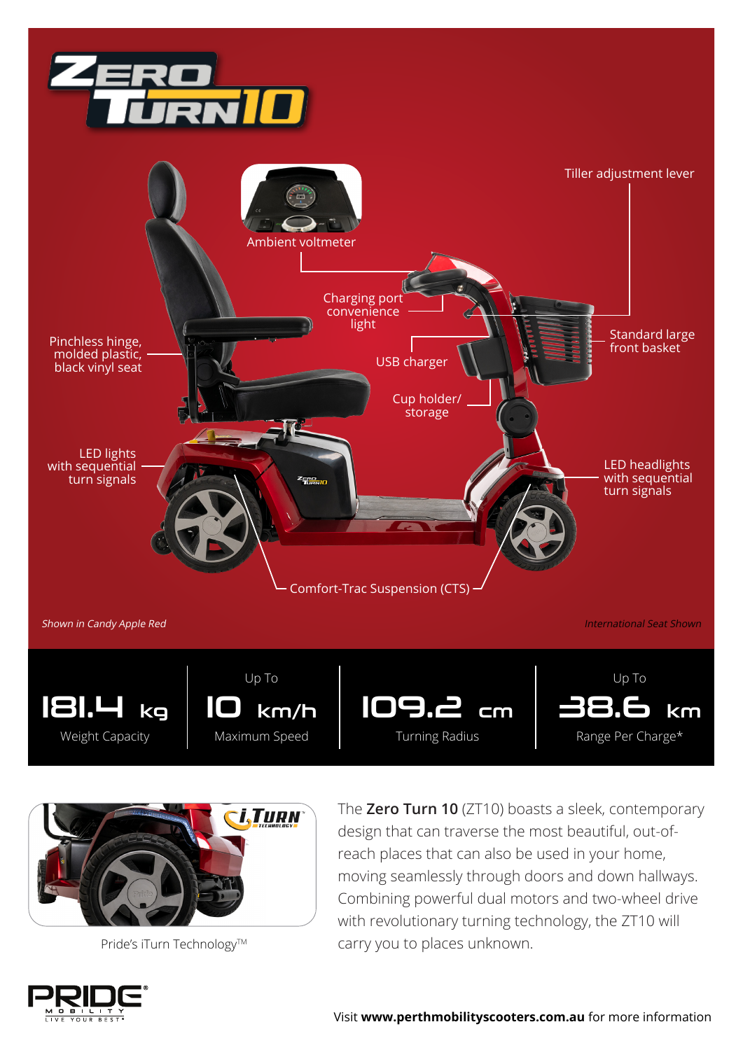# Zero Turn 10

Ambient voltmeter

Tiller adjustment lever

Charging port convenience light

Pinchless hinge, molded plastic, black vinyl seat

USB charger

Standard large front basket

Cup holder/ storage

LED lights with sequential turn signals

LED headlights with sequential turn signals

Comfort-Trac Suspension (CTS)

*Shown in Candy Apple Red*

*International Seat Shown*

| 181.4 kg | Up To 10 km/h | 109.2 cm | Up To 38.6 km |
|---|---|---|---|
| Weight Capacity | Maximum Speed | Turning Radius | Range Per Charge* |

Pride's iTurn Technology™

The **Zero Turn 10** (ZT10) boasts a sleek, contemporary design that can traverse the most beautiful, out-of-reach places that can also be used in your home, moving seamlessly through doors and down hallways. Combining powerful dual motors and two-wheel drive with revolutionary turning technology, the ZT10 will carry you to places unknown.

PRIDE® MOBILITY LIVE YOUR BEST®

Visit **www.perthmobilityscooters.com.au** for more information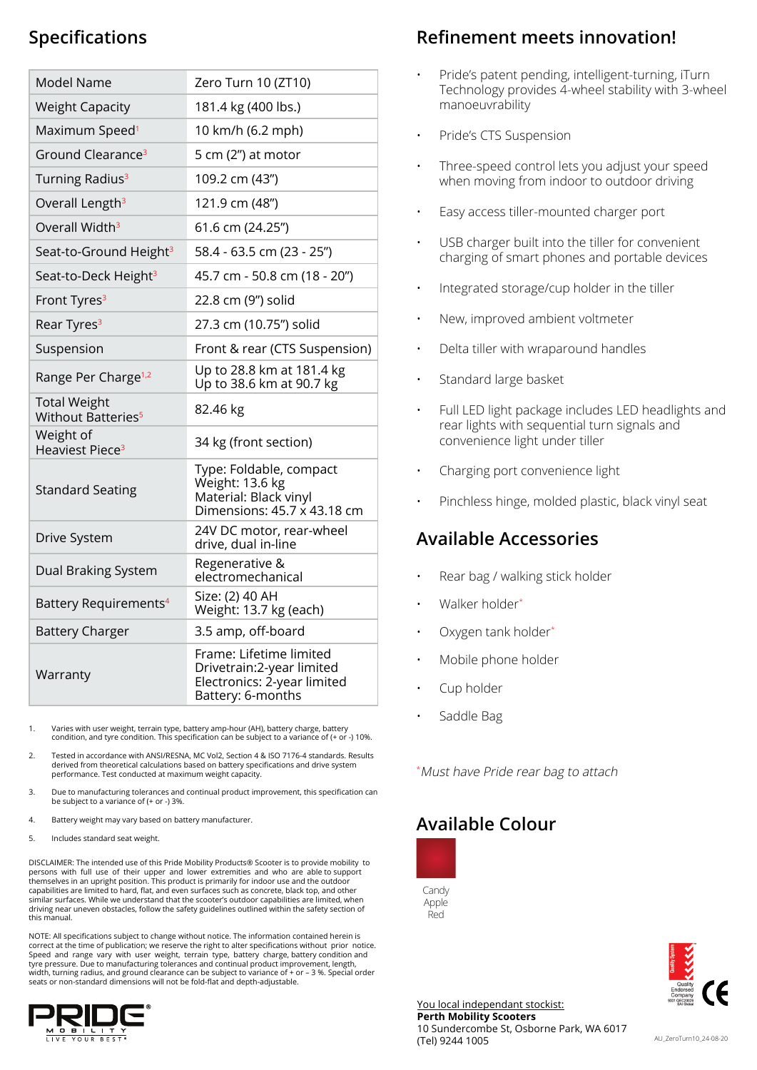## Specifications

| | |
|---|---|
| Model Name | Zero Turn 10 (ZT10) |
| Weight Capacity | 181.4 kg (400 lbs.) |
| Maximum Speed[1] | 10 km/h (6.2 mph) |
| Ground Clearance[3] | 5 cm (2") at motor |
| Turning Radius[3] | 109.2 cm (43") |
| Overall Length[3] | 121.9 cm (48") |
| Overall Width[3] | 61.6 cm (24.25") |
| Seat-to-Ground Height[3] | 58.4 - 63.5 cm (23 - 25") |
| Seat-to-Deck Height[3] | 45.7 cm - 50.8 cm (18 - 20") |
| Front Tyres[3] | 22.8 cm (9") solid |
| Rear Tyres[3] | 27.3 cm (10.75") solid |
| Suspension | Front & rear (CTS Suspension) |
| Range Per Charge[1,2] | Up to 28.8 km at 181.4 kg<br>Up to 38.6 km at 90.7 kg |
| Total Weight Without Batteries[5] | 82.46 kg |
| Weight of Heaviest Piece[3] | 34 kg (front section) |
| Standard Seating | Type: Foldable, compact<br>Weight: 13.6 kg<br>Material: Black vinyl<br>Dimensions: 45.7 x 43.18 cm |
| Drive System | 24V DC motor, rear-wheel drive, dual in-line |
| Dual Braking System | Regenerative & electromechanical |
| Battery Requirements[4] | Size: (2) 40 AH<br>Weight: 13.7 kg (each) |
| Battery Charger | 3.5 amp, off-board |
| Warranty | Frame: Lifetime limited<br>Drivetrain:2-year limited<br>Electronics: 2-year limited<br>Battery: 6-months |

1. Varies with user weight, terrain type, battery amp-hour (AH), battery charge, battery condition, and tyre condition. This specification can be subject to a variance of (+ or -) 10%.
2. Tested in accordance with ANSI/RESNA, MC Vol2, Section 4 & ISO 7176-4 standards. Results derived from theoretical calculations based on battery specifications and drive system performance. Test conducted at maximum weight capacity.
3. Due to manufacturing tolerances and continual product improvement, this specification can be subject to a variance of (+ or -) 3%.
4. Battery weight may vary based on battery manufacturer.
5. Includes standard seat weight.

DISCLAIMER: The intended use of this Pride Mobility Products® Scooter is to provide mobility to persons with full use of their upper and lower extremities and who are able to support themselves in an upright position. This product is primarily for indoor use and the outdoor capabilities are limited to hard, flat, and even surfaces such as concrete, black top, and other similar surfaces. While we understand that the scooter's outdoor capabilities are limited, when driving near uneven obstacles, follow the safety guidelines outlined within the safety section of this manual.

NOTE: All specifications subject to change without notice. The information contained herein is correct at the time of publication; we reserve the right to alter specifications without prior notice. Speed and range vary with user weight, terrain type, battery charge, battery condition and tyre pressure. Due to manufacturing tolerances and continual product improvement, length, width, turning radius, and ground clearance can be subject to variance of + or – 3 %. Special order seats or non-standard dimensions will not be fold-flat and depth-adjustable.

PRIDE® MOBILITY
LIVE YOUR BEST®

## Refinement meets innovation!

- Pride's patent pending, intelligent-turning, iTurn Technology provides 4-wheel stability with 3-wheel manoeuvrability
- Pride's CTS Suspension
- Three-speed control lets you adjust your speed when moving from indoor to outdoor driving
- Easy access tiller-mounted charger port
- USB charger built into the tiller for convenient charging of smart phones and portable devices
- Integrated storage/cup holder in the tiller
- New, improved ambient voltmeter
- Delta tiller with wraparound handles
- Standard large basket
- Full LED light package includes LED headlights and rear lights with sequential turn signals and convenience light under tiller
- Charging port convenience light
- Pinchless hinge, molded plastic, black vinyl seat

## Available Accessories

- Rear bag / walking stick holder
- Walker holder*
- Oxygen tank holder*
- Mobile phone holder
- Cup holder
- Saddle Bag

*\*Must have Pride rear bag to attach*

## Available Colour

Candy Apple Red

Quality Endorsed Company 9001 QEC23029 SAI Global

You local independant stockist:
**Perth Mobility Scooters**
10 Sundercombe St, Osborne Park, WA 6017
(Tel) 9244 1005

AU_ZeroTurn10_24-08-20